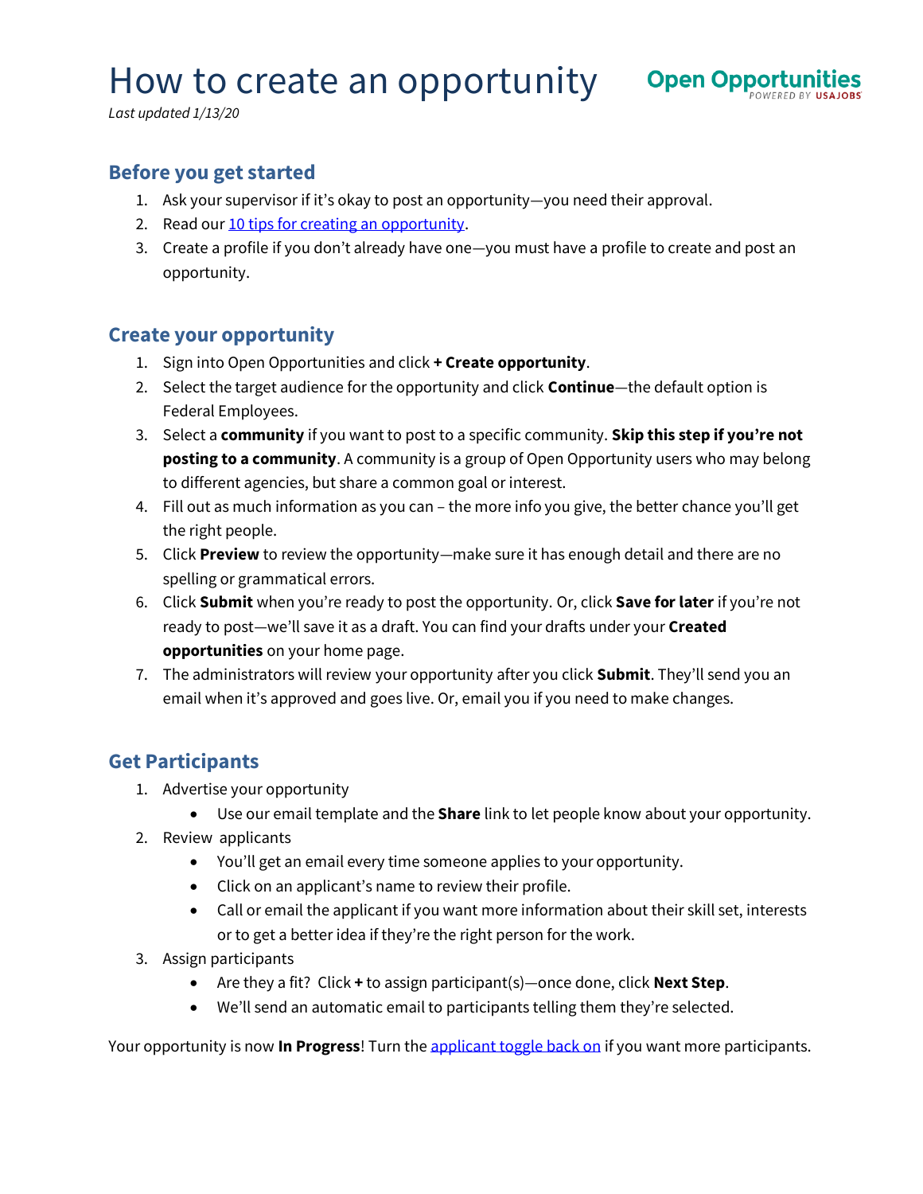# How to create an opportunity

Open Opportunities POWERED BY USAJOBS

*Last updated 1/13/20*

## Before you get started

1. Ask your supervisor if it's okay to post an opportunity—you need their approval.
2. Read our [10 tips for creating an opportunity](#).
3. Create a profile if you don't already have one—you must have a profile to create and post an opportunity.

## Create your opportunity

1. Sign into Open Opportunities and click **+ Create opportunity**.
2. Select the target audience for the opportunity and click **Continue**—the default option is Federal Employees.
3. Select a **community** if you want to post to a specific community. **Skip this step if you're not posting to a community**. A community is a group of Open Opportunity users who may belong to different agencies, but share a common goal or interest.
4. Fill out as much information as you can – the more info you give, the better chance you'll get the right people.
5. Click **Preview** to review the opportunity—make sure it has enough detail and there are no spelling or grammatical errors.
6. Click **Submit** when you're ready to post the opportunity. Or, click **Save for later** if you're not ready to post—we'll save it as a draft. You can find your drafts under your **Created opportunities** on your home page.
7. The administrators will review your opportunity after you click **Submit**. They'll send you an email when it's approved and goes live. Or, email you if you need to make changes.

## Get Participants

1. Advertise your opportunity
   - Use our email template and the **Share** link to let people know about your opportunity.
2. Review applicants
   - You'll get an email every time someone applies to your opportunity.
   - Click on an applicant's name to review their profile.
   - Call or email the applicant if you want more information about their skill set, interests or to get a better idea if they're the right person for the work.
3. Assign participants
   - Are they a fit? Click **+** to assign participant(s)—once done, click **Next Step**.
   - We'll send an automatic email to participants telling them they're selected.

Your opportunity is now **In Progress**! Turn the [applicant toggle back on](#) if you want more participants.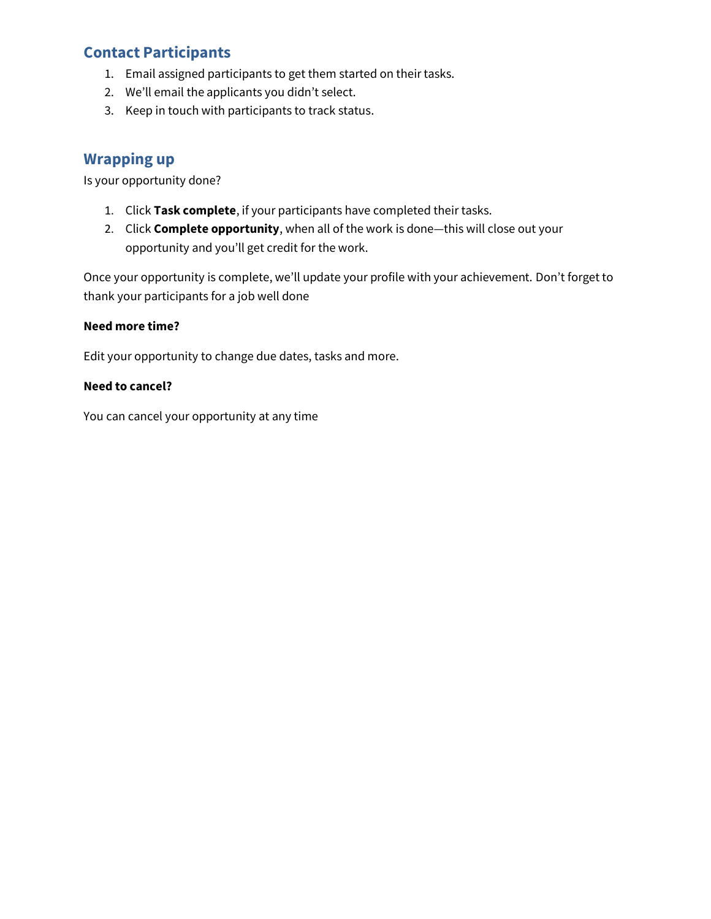## Contact Participants

1. Email assigned participants to get them started on their tasks.
2. We'll email the applicants you didn't select.
3. Keep in touch with participants to track status.

## Wrapping up

Is your opportunity done?

1. Click **Task complete**, if your participants have completed their tasks.
2. Click **Complete opportunity**, when all of the work is done—this will close out your opportunity and you'll get credit for the work.

Once your opportunity is complete, we'll update your profile with your achievement. Don't forget to thank your participants for a job well done

**Need more time?**

Edit your opportunity to change due dates, tasks and more.

**Need to cancel?**

You can cancel your opportunity at any time